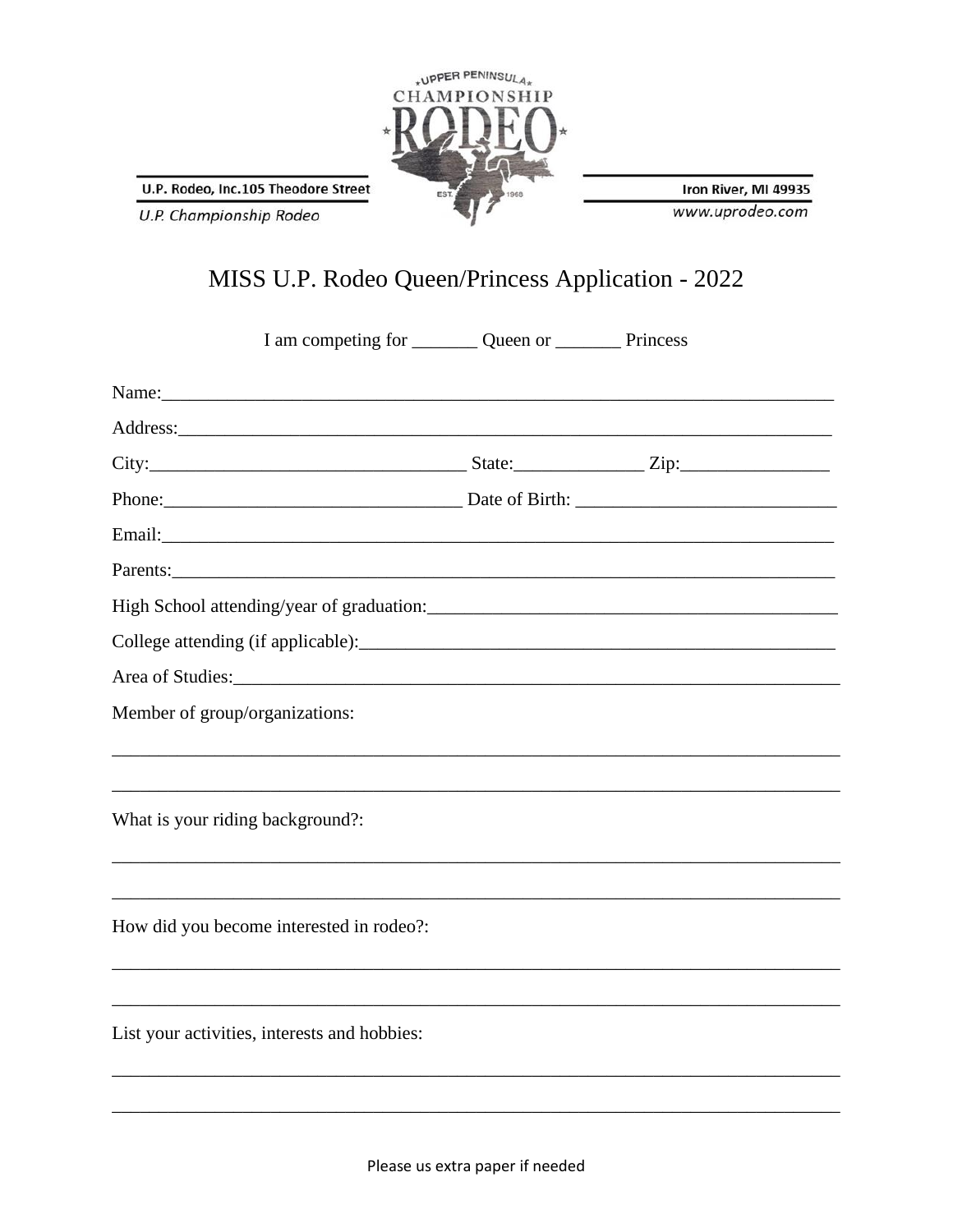U.P. Rodeo, Inc.105 Theodore Street

*U.P. Championship Rodeo*

Iron River, MI 49935

*www.uprodeo.com*

# MISS U.P. Rodeo Queen/Princess Application - 2022

I am competing for _______ Queen or _______ Princess

Name:___________________________________________________________________________

Address:_________________________________________________________________________

City:__________________________________ State:______________ Zip:________________

Phone:________________________________ Date of Birth: ____________________________

Email:___________________________________________________________________________

Parents:_________________________________________________________________________

High School attending/year of graduation:_____________________________________________

College attending (if applicable):____________________________________________________

Area of Studies:___________________________________________________________________

Member of group/organizations:

_________________________________________________________________________________

_________________________________________________________________________________

What is your riding background?:

_________________________________________________________________________________

_________________________________________________________________________________

How did you become interested in rodeo?:

_________________________________________________________________________________

_________________________________________________________________________________

List your activities, interests and hobbies:

_________________________________________________________________________________

_________________________________________________________________________________

Please us extra paper if needed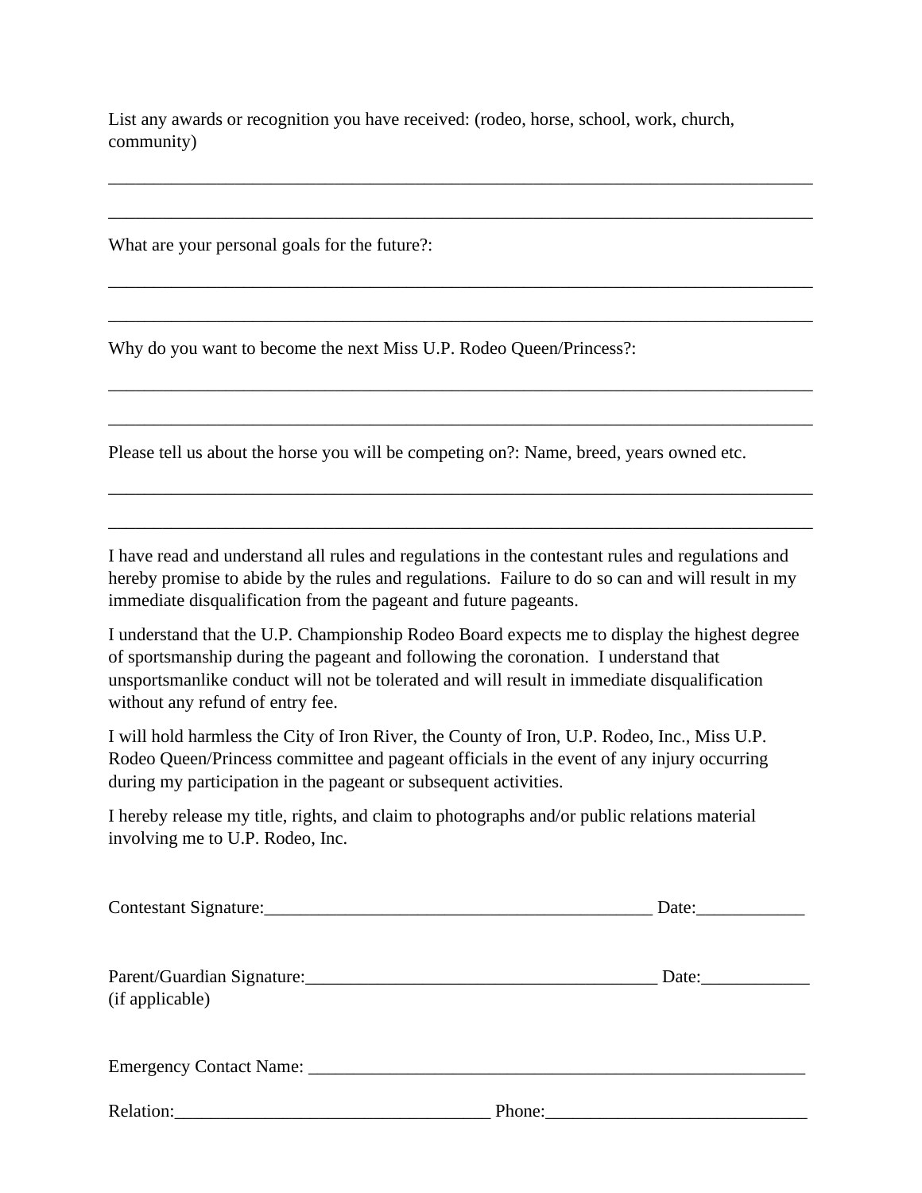List any awards or recognition you have received: (rodeo, horse, school, work, church, community)

_______________________________________________________________________________

_______________________________________________________________________________

What are your personal goals for the future?:

_______________________________________________________________________________

_______________________________________________________________________________

Why do you want to become the next Miss U.P. Rodeo Queen/Princess?:

_______________________________________________________________________________

_______________________________________________________________________________

Please tell us about the horse you will be competing on?: Name, breed, years owned etc.

_______________________________________________________________________________

_______________________________________________________________________________

I have read and understand all rules and regulations in the contestant rules and regulations and hereby promise to abide by the rules and regulations. Failure to do so can and will result in my immediate disqualification from the pageant and future pageants.

I understand that the U.P. Championship Rodeo Board expects me to display the highest degree of sportsmanship during the pageant and following the coronation. I understand that unsportsmanlike conduct will not be tolerated and will result in immediate disqualification without any refund of entry fee.

I will hold harmless the City of Iron River, the County of Iron, U.P. Rodeo, Inc., Miss U.P. Rodeo Queen/Princess committee and pageant officials in the event of any injury occurring during my participation in the pageant or subsequent activities.

I hereby release my title, rights, and claim to photographs and/or public relations material involving me to U.P. Rodeo, Inc.

Contestant Signature:____________________________________________ Date:____________

Parent/Guardian Signature:________________________________________ Date:____________
(if applicable)

Emergency Contact Name: _________________________________________________________

Relation:___________________________________ Phone:_____________________________